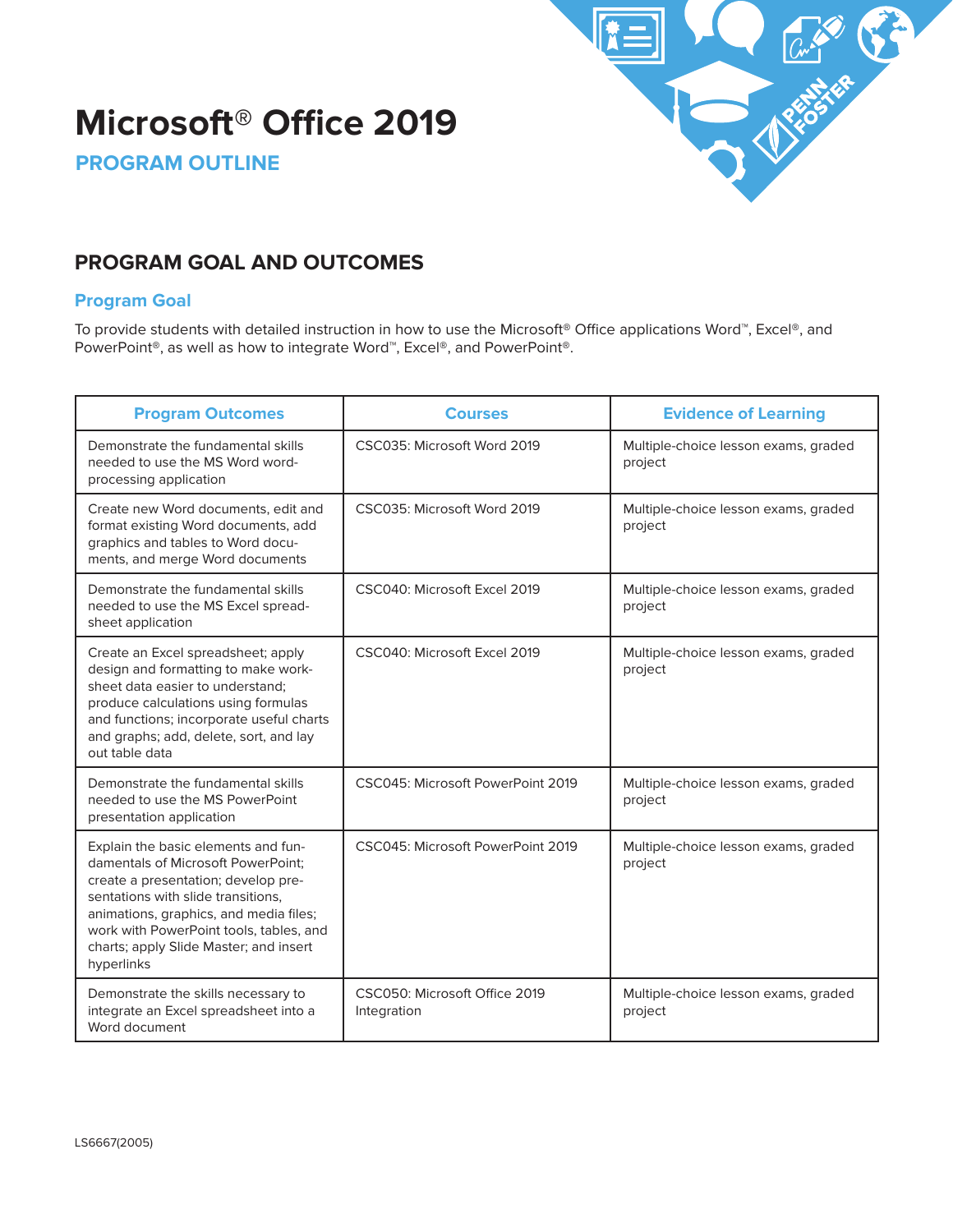# Microsoft® Office 2019

## PROGRAM OUTLINE

## PROGRAM GOAL AND OUTCOMES

### Program Goal

To provide students with detailed instruction in how to use the Microsoft® Office applications Word™, Excel®, and PowerPoint®, as well as how to integrate Word™, Excel®, and PowerPoint®.

| Program Outcomes | Courses | Evidence of Learning |
|---|---|---|
| Demonstrate the fundamental skills needed to use the MS Word word-processing application | CSC035: Microsoft Word 2019 | Multiple-choice lesson exams, graded project |
| Create new Word documents, edit and format existing Word documents, add graphics and tables to Word documents, and merge Word documents | CSC035: Microsoft Word 2019 | Multiple-choice lesson exams, graded project |
| Demonstrate the fundamental skills needed to use the MS Excel spreadsheet application | CSC040: Microsoft Excel 2019 | Multiple-choice lesson exams, graded project |
| Create an Excel spreadsheet; apply design and formatting to make worksheet data easier to understand; produce calculations using formulas and functions; incorporate useful charts and graphs; add, delete, sort, and lay out table data | CSC040: Microsoft Excel 2019 | Multiple-choice lesson exams, graded project |
| Demonstrate the fundamental skills needed to use the MS PowerPoint presentation application | CSC045: Microsoft PowerPoint 2019 | Multiple-choice lesson exams, graded project |
| Explain the basic elements and fundamentals of Microsoft PowerPoint; create a presentation; develop presentations with slide transitions, animations, graphics, and media files; work with PowerPoint tools, tables, and charts; apply Slide Master; and insert hyperlinks | CSC045: Microsoft PowerPoint 2019 | Multiple-choice lesson exams, graded project |
| Demonstrate the skills necessary to integrate an Excel spreadsheet into a Word document | CSC050: Microsoft Office 2019 Integration | Multiple-choice lesson exams, graded project |

LS6667(2005)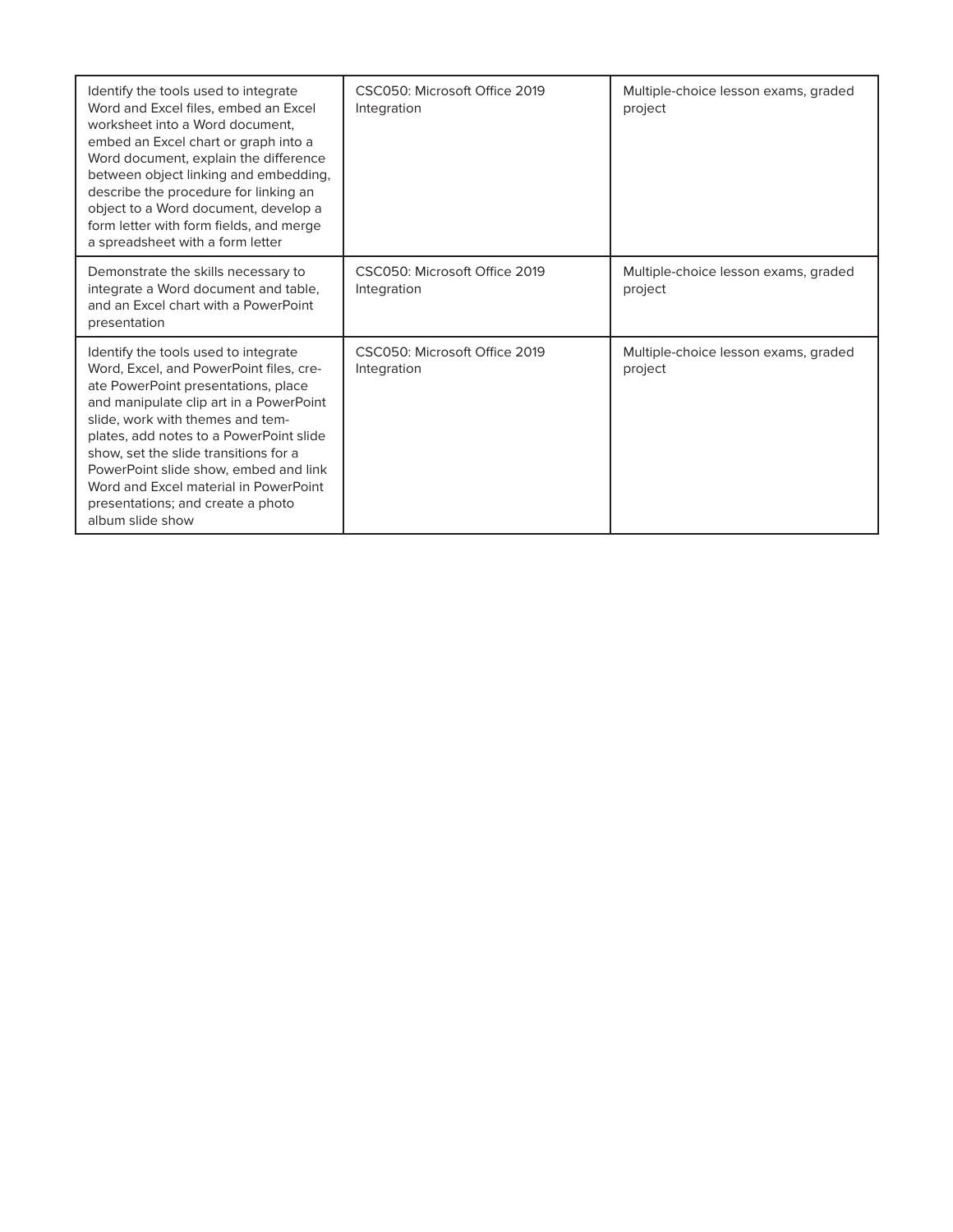| | | |
|---|---|---|
| Identify the tools used to integrate Word and Excel files, embed an Excel worksheet into a Word document, embed an Excel chart or graph into a Word document, explain the difference between object linking and embedding, describe the procedure for linking an object to a Word document, develop a form letter with form fields, and merge a spreadsheet with a form letter | CSC050: Microsoft Office 2019 Integration | Multiple-choice lesson exams, graded project |
| Demonstrate the skills necessary to integrate a Word document and table, and an Excel chart with a PowerPoint presentation | CSC050: Microsoft Office 2019 Integration | Multiple-choice lesson exams, graded project |
| Identify the tools used to integrate Word, Excel, and PowerPoint files, create PowerPoint presentations, place and manipulate clip art in a PowerPoint slide, work with themes and templates, add notes to a PowerPoint slide show, set the slide transitions for a PowerPoint slide show, embed and link Word and Excel material in PowerPoint presentations; and create a photo album slide show | CSC050: Microsoft Office 2019 Integration | Multiple-choice lesson exams, graded project |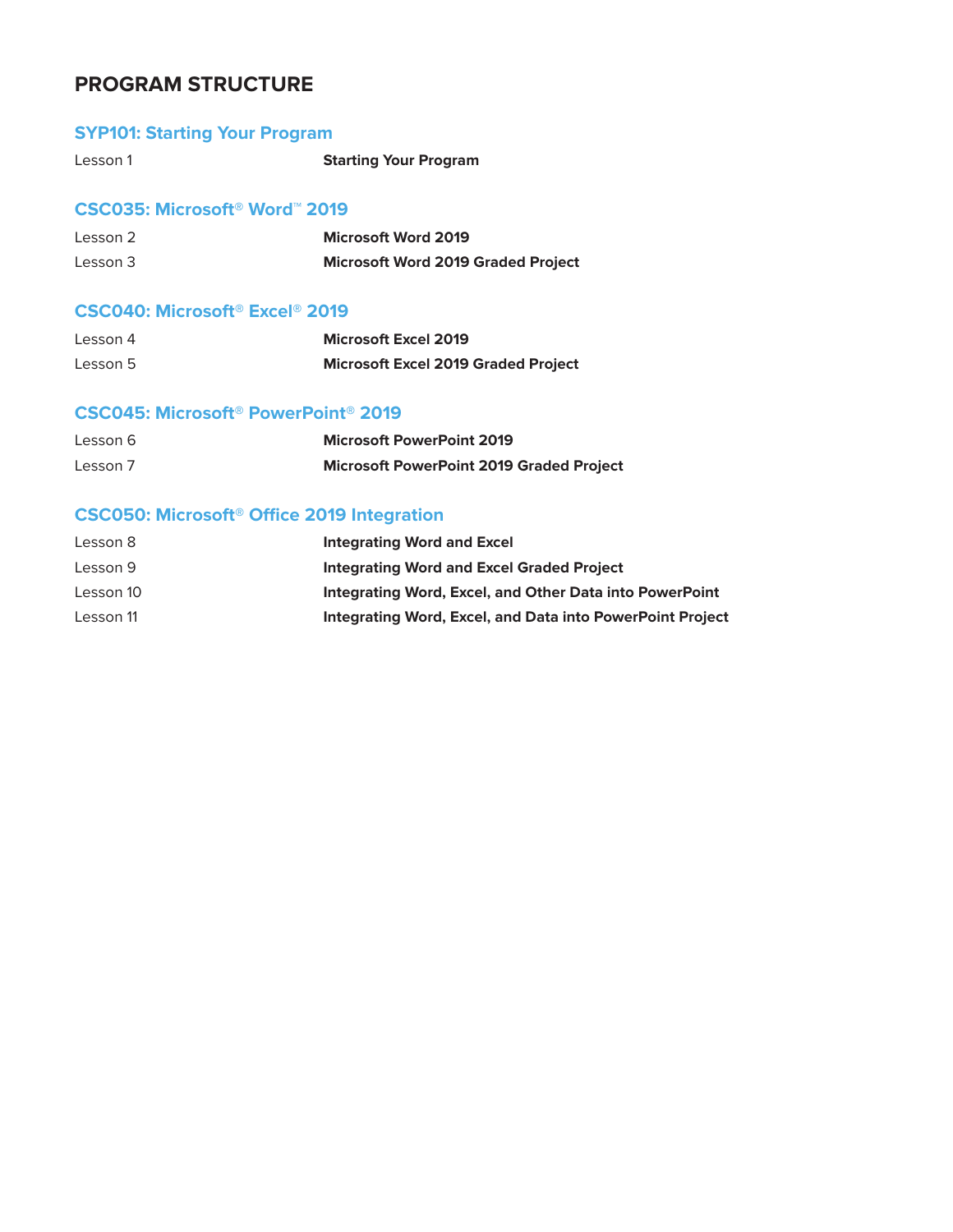# PROGRAM STRUCTURE

## SYP101: Starting Your Program

| | |
|---|---|
| Lesson 1 | **Starting Your Program** |

## CSC035: Microsoft® Word™ 2019

| | |
|---|---|
| Lesson 2 | **Microsoft Word 2019** |
| Lesson 3 | **Microsoft Word 2019 Graded Project** |

## CSC040: Microsoft® Excel® 2019

| | |
|---|---|
| Lesson 4 | **Microsoft Excel 2019** |
| Lesson 5 | **Microsoft Excel 2019 Graded Project** |

## CSC045: Microsoft® PowerPoint® 2019

| | |
|---|---|
| Lesson 6 | **Microsoft PowerPoint 2019** |
| Lesson 7 | **Microsoft PowerPoint 2019 Graded Project** |

## CSC050: Microsoft® Office 2019 Integration

| | |
|---|---|
| Lesson 8 | **Integrating Word and Excel** |
| Lesson 9 | **Integrating Word and Excel Graded Project** |
| Lesson 10 | **Integrating Word, Excel, and Other Data into PowerPoint** |
| Lesson 11 | **Integrating Word, Excel, and Data into PowerPoint Project** |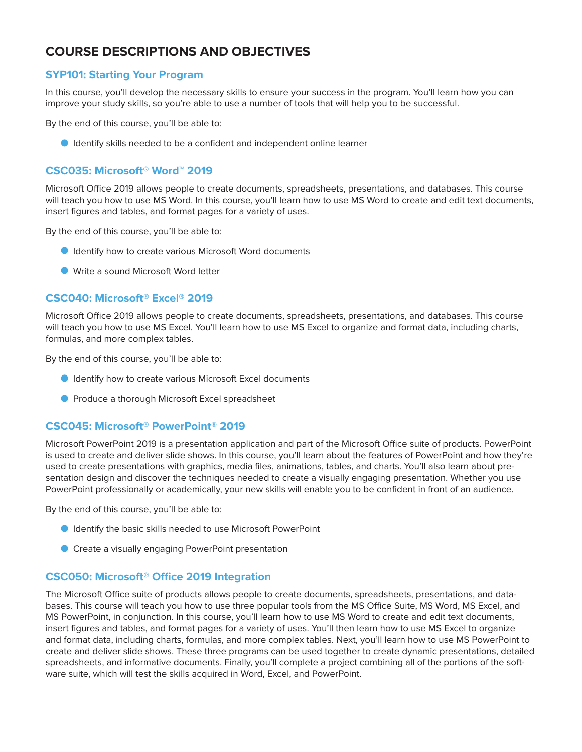# COURSE DESCRIPTIONS AND OBJECTIVES

## SYP101: Starting Your Program

In this course, you'll develop the necessary skills to ensure your success in the program. You'll learn how you can improve your study skills, so you're able to use a number of tools that will help you to be successful.

By the end of this course, you'll be able to:

- Identify skills needed to be a confident and independent online learner

## CSC035: Microsoft® Word™ 2019

Microsoft Office 2019 allows people to create documents, spreadsheets, presentations, and databases. This course will teach you how to use MS Word. In this course, you'll learn how to use MS Word to create and edit text documents, insert figures and tables, and format pages for a variety of uses.

By the end of this course, you'll be able to:

- Identify how to create various Microsoft Word documents
- Write a sound Microsoft Word letter

## CSC040: Microsoft® Excel® 2019

Microsoft Office 2019 allows people to create documents, spreadsheets, presentations, and databases. This course will teach you how to use MS Excel. You'll learn how to use MS Excel to organize and format data, including charts, formulas, and more complex tables.

By the end of this course, you'll be able to:

- Identify how to create various Microsoft Excel documents
- Produce a thorough Microsoft Excel spreadsheet

## CSC045: Microsoft® PowerPoint® 2019

Microsoft PowerPoint 2019 is a presentation application and part of the Microsoft Office suite of products. PowerPoint is used to create and deliver slide shows. In this course, you'll learn about the features of PowerPoint and how they're used to create presentations with graphics, media files, animations, tables, and charts. You'll also learn about presentation design and discover the techniques needed to create a visually engaging presentation. Whether you use PowerPoint professionally or academically, your new skills will enable you to be confident in front of an audience.

By the end of this course, you'll be able to:

- Identify the basic skills needed to use Microsoft PowerPoint
- Create a visually engaging PowerPoint presentation

## CSC050: Microsoft® Office 2019 Integration

The Microsoft Office suite of products allows people to create documents, spreadsheets, presentations, and databases. This course will teach you how to use three popular tools from the MS Office Suite, MS Word, MS Excel, and MS PowerPoint, in conjunction. In this course, you'll learn how to use MS Word to create and edit text documents, insert figures and tables, and format pages for a variety of uses. You'll then learn how to use MS Excel to organize and format data, including charts, formulas, and more complex tables. Next, you'll learn how to use MS PowerPoint to create and deliver slide shows. These three programs can be used together to create dynamic presentations, detailed spreadsheets, and informative documents. Finally, you'll complete a project combining all of the portions of the software suite, which will test the skills acquired in Word, Excel, and PowerPoint.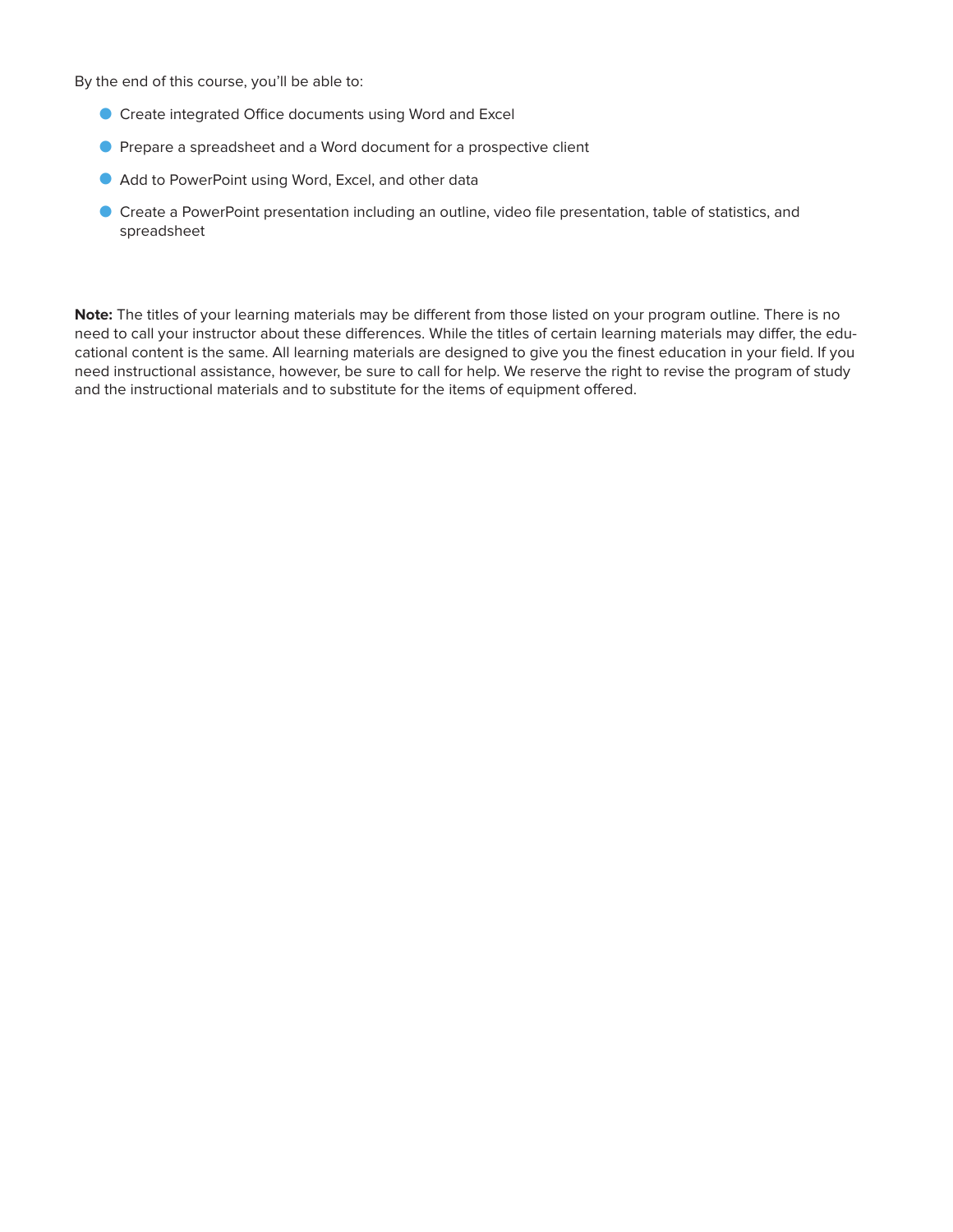By the end of this course, you'll be able to:

- Create integrated Office documents using Word and Excel
- Prepare a spreadsheet and a Word document for a prospective client
- Add to PowerPoint using Word, Excel, and other data
- Create a PowerPoint presentation including an outline, video file presentation, table of statistics, and spreadsheet

**Note:** The titles of your learning materials may be different from those listed on your program outline. There is no need to call your instructor about these differences. While the titles of certain learning materials may differ, the educational content is the same. All learning materials are designed to give you the finest education in your field. If you need instructional assistance, however, be sure to call for help. We reserve the right to revise the program of study and the instructional materials and to substitute for the items of equipment offered.